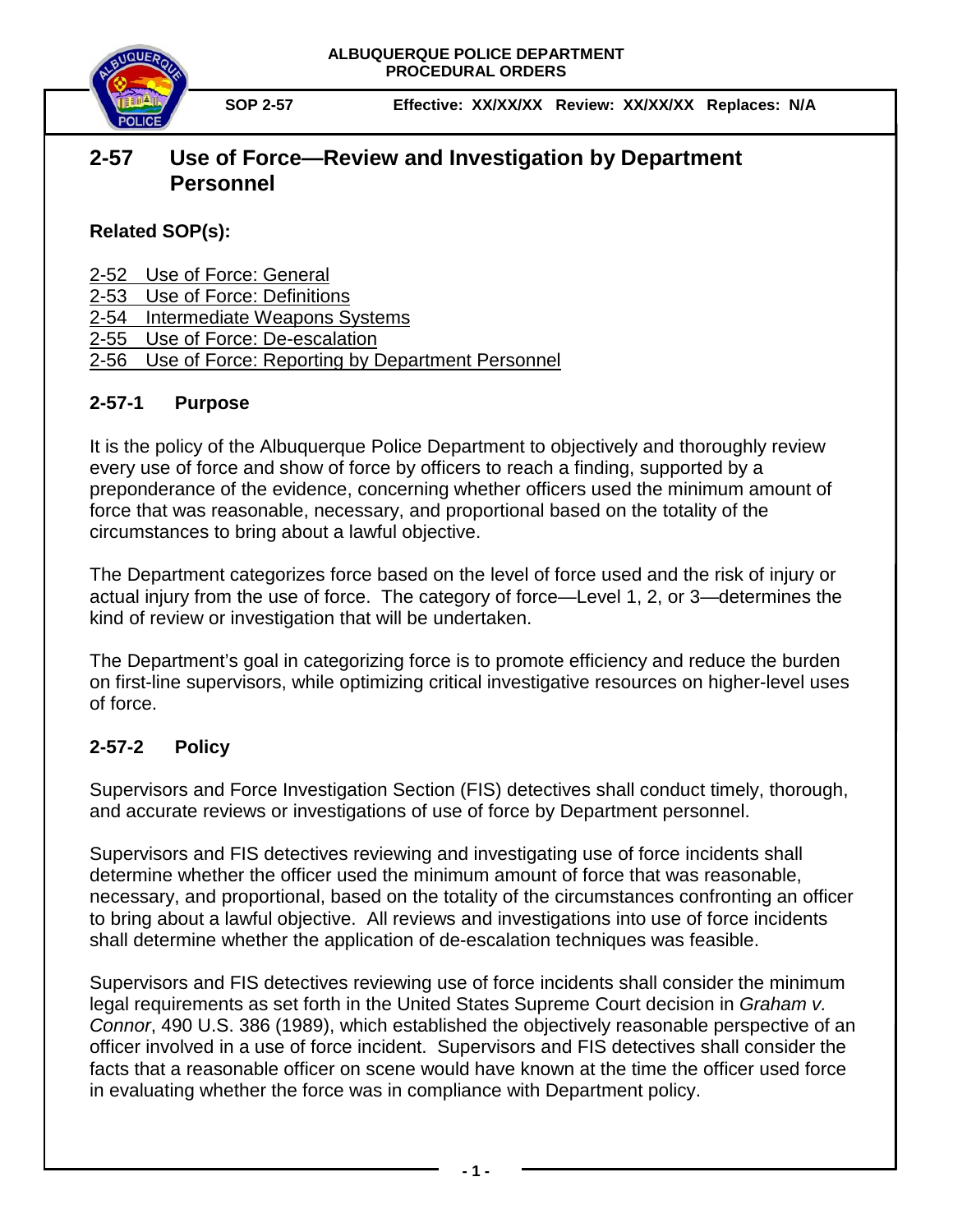**ALBUQUERQUE POLICE DEPARTMENT**
**PROCEDURAL ORDERS**

**SOP 2-57** **Effective: XX/XX/XX Review: XX/XX/XX Replaces: N/A**

# 2-57 Use of Force—Review and Investigation by Department Personnel

### Related SOP(s):

2-52 Use of Force: General
2-53 Use of Force: Definitions
2-54 Intermediate Weapons Systems
2-55 Use of Force: De-escalation
2-56 Use of Force: Reporting by Department Personnel

## 2-57-1 Purpose

It is the policy of the Albuquerque Police Department to objectively and thoroughly review every use of force and show of force by officers to reach a finding, supported by a preponderance of the evidence, concerning whether officers used the minimum amount of force that was reasonable, necessary, and proportional based on the totality of the circumstances to bring about a lawful objective.

The Department categorizes force based on the level of force used and the risk of injury or actual injury from the use of force. The category of force—Level 1, 2, or 3—determines the kind of review or investigation that will be undertaken.

The Department's goal in categorizing force is to promote efficiency and reduce the burden on first-line supervisors, while optimizing critical investigative resources on higher-level uses of force.

## 2-57-2 Policy

Supervisors and Force Investigation Section (FIS) detectives shall conduct timely, thorough, and accurate reviews or investigations of use of force by Department personnel.

Supervisors and FIS detectives reviewing and investigating use of force incidents shall determine whether the officer used the minimum amount of force that was reasonable, necessary, and proportional, based on the totality of the circumstances confronting an officer to bring about a lawful objective. All reviews and investigations into use of force incidents shall determine whether the application of de-escalation techniques was feasible.

Supervisors and FIS detectives reviewing use of force incidents shall consider the minimum legal requirements as set forth in the United States Supreme Court decision in *Graham v. Connor*, 490 U.S. 386 (1989), which established the objectively reasonable perspective of an officer involved in a use of force incident. Supervisors and FIS detectives shall consider the facts that a reasonable officer on scene would have known at the time the officer used force in evaluating whether the force was in compliance with Department policy.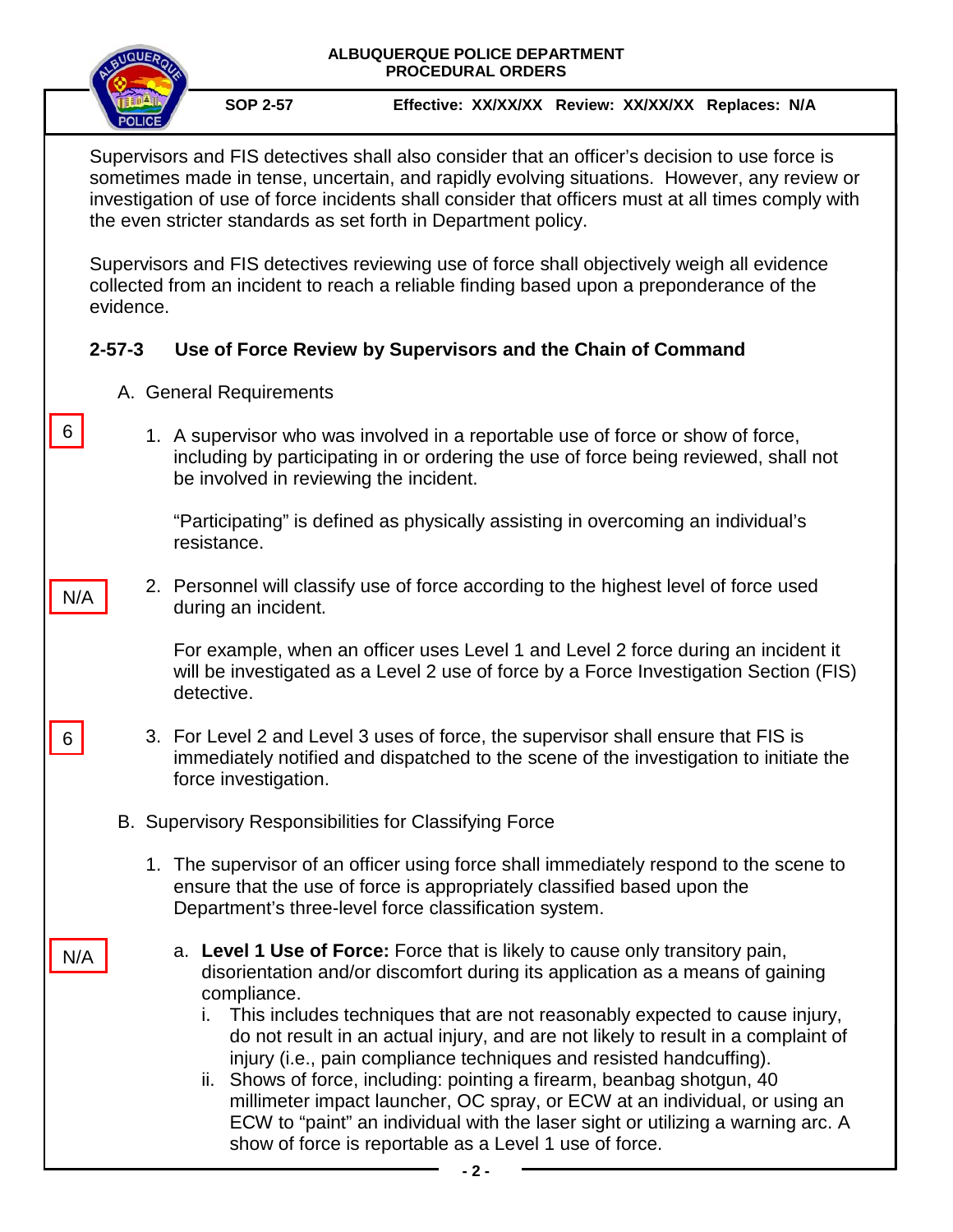Supervisors and FIS detectives shall also consider that an officer's decision to use force is sometimes made in tense, uncertain, and rapidly evolving situations. However, any review or investigation of use of force incidents shall consider that officers must at all times comply with the even stricter standards as set forth in Department policy.

Supervisors and FIS detectives reviewing use of force shall objectively weigh all evidence collected from an incident to reach a reliable finding based upon a preponderance of the evidence.

## 2-57-3 Use of Force Review by Supervisors and the Chain of Command

A. General Requirements

6

1. A supervisor who was involved in a reportable use of force or show of force, including by participating in or ordering the use of force being reviewed, shall not be involved in reviewing the incident.

   "Participating" is defined as physically assisting in overcoming an individual's resistance.

N/A

2. Personnel will classify use of force according to the highest level of force used during an incident.

   For example, when an officer uses Level 1 and Level 2 force during an incident it will be investigated as a Level 2 use of force by a Force Investigation Section (FIS) detective.

6

3. For Level 2 and Level 3 uses of force, the supervisor shall ensure that FIS is immediately notified and dispatched to the scene of the investigation to initiate the force investigation.

B. Supervisory Responsibilities for Classifying Force

1. The supervisor of an officer using force shall immediately respond to the scene to ensure that the use of force is appropriately classified based upon the Department's three-level force classification system.

N/A

   a. **Level 1 Use of Force:** Force that is likely to cause only transitory pain, disorientation and/or discomfort during its application as a means of gaining compliance.
      i. This includes techniques that are not reasonably expected to cause injury, do not result in an actual injury, and are not likely to result in a complaint of injury (i.e., pain compliance techniques and resisted handcuffing).
      ii. Shows of force, including: pointing a firearm, beanbag shotgun, 40 millimeter impact launcher, OC spray, or ECW at an individual, or using an ECW to "paint" an individual with the laser sight or utilizing a warning arc. A show of force is reportable as a Level 1 use of force.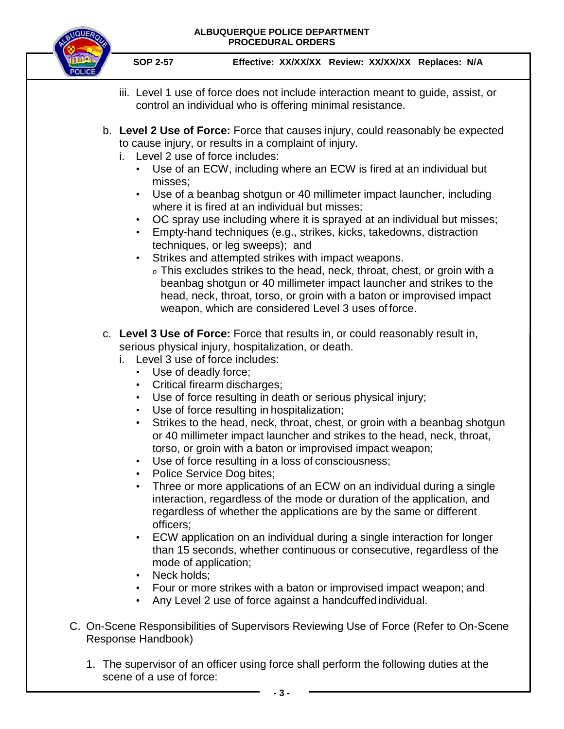iii. Level 1 use of force does not include interaction meant to guide, assist, or control an individual who is offering minimal resistance.

b. **Level 2 Use of Force:** Force that causes injury, could reasonably be expected to cause injury, or results in a complaint of injury.

   i. Level 2 use of force includes:
      - Use of an ECW, including where an ECW is fired at an individual but misses;
      - Use of a beanbag shotgun or 40 millimeter impact launcher, including where it is fired at an individual but misses;
      - OC spray use including where it is sprayed at an individual but misses;
      - Empty-hand techniques (e.g., strikes, kicks, takedowns, distraction techniques, or leg sweeps); and
      - Strikes and attempted strikes with impact weapons.
         - This excludes strikes to the head, neck, throat, chest, or groin with a beanbag shotgun or 40 millimeter impact launcher and strikes to the head, neck, throat, torso, or groin with a baton or improvised impact weapon, which are considered Level 3 uses of force.

c. **Level 3 Use of Force:** Force that results in, or could reasonably result in, serious physical injury, hospitalization, or death.

   i. Level 3 use of force includes:
      - Use of deadly force;
      - Critical firearm discharges;
      - Use of force resulting in death or serious physical injury;
      - Use of force resulting in hospitalization;
      - Strikes to the head, neck, throat, chest, or groin with a beanbag shotgun or 40 millimeter impact launcher and strikes to the head, neck, throat, torso, or groin with a baton or improvised impact weapon;
      - Use of force resulting in a loss of consciousness;
      - Police Service Dog bites;
      - Three or more applications of an ECW on an individual during a single interaction, regardless of the mode or duration of the application, and regardless of whether the applications are by the same or different officers;
      - ECW application on an individual during a single interaction for longer than 15 seconds, whether continuous or consecutive, regardless of the mode of application;
      - Neck holds;
      - Four or more strikes with a baton or improvised impact weapon; and
      - Any Level 2 use of force against a handcuffed individual.

C. On-Scene Responsibilities of Supervisors Reviewing Use of Force (Refer to On-Scene Response Handbook)

   1. The supervisor of an officer using force shall perform the following duties at the scene of a use of force: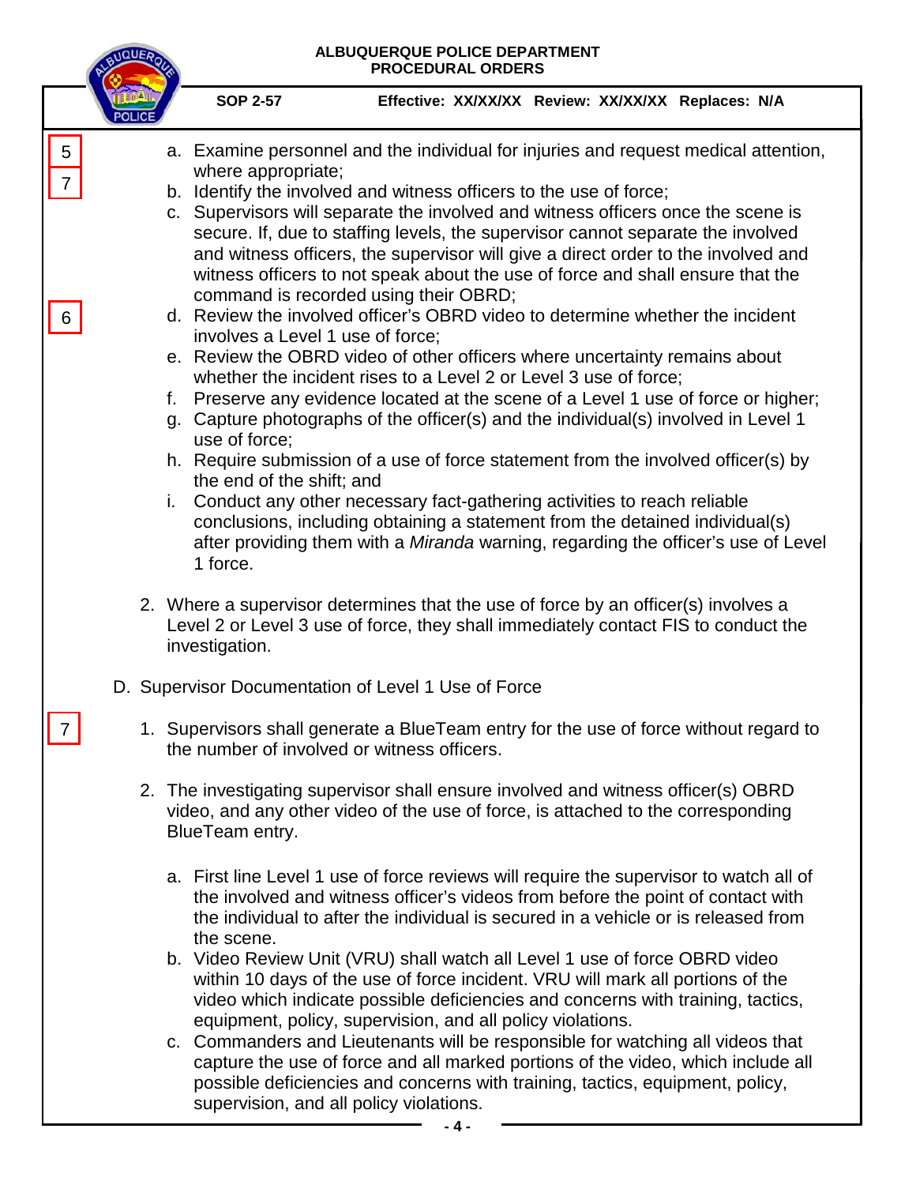a. Examine personnel and the individual for injuries and request medical attention, where appropriate;
b. Identify the involved and witness officers to the use of force;
c. Supervisors will separate the involved and witness officers once the scene is secure. If, due to staffing levels, the supervisor cannot separate the involved and witness officers, the supervisor will give a direct order to the involved and witness officers to not speak about the use of force and shall ensure that the command is recorded using their OBRD;
d. Review the involved officer's OBRD video to determine whether the incident involves a Level 1 use of force;
e. Review the OBRD video of other officers where uncertainty remains about whether the incident rises to a Level 2 or Level 3 use of force;
f. Preserve any evidence located at the scene of a Level 1 use of force or higher;
g. Capture photographs of the officer(s) and the individual(s) involved in Level 1 use of force;
h. Require submission of a use of force statement from the involved officer(s) by the end of the shift; and
i. Conduct any other necessary fact-gathering activities to reach reliable conclusions, including obtaining a statement from the detained individual(s) after providing them with a *Miranda* warning, regarding the officer's use of Level 1 force.

2. Where a supervisor determines that the use of force by an officer(s) involves a Level 2 or Level 3 use of force, they shall immediately contact FIS to conduct the investigation.

D. Supervisor Documentation of Level 1 Use of Force

1. Supervisors shall generate a BlueTeam entry for the use of force without regard to the number of involved or witness officers.

2. The investigating supervisor shall ensure involved and witness officer(s) OBRD video, and any other video of the use of force, is attached to the corresponding BlueTeam entry.

   a. First line Level 1 use of force reviews will require the supervisor to watch all of the involved and witness officer's videos from before the point of contact with the individual to after the individual is secured in a vehicle or is released from the scene.
   b. Video Review Unit (VRU) shall watch all Level 1 use of force OBRD video within 10 days of the use of force incident. VRU will mark all portions of the video which indicate possible deficiencies and concerns with training, tactics, equipment, policy, supervision, and all policy violations.
   c. Commanders and Lieutenants will be responsible for watching all videos that capture the use of force and all marked portions of the video, which include all possible deficiencies and concerns with training, tactics, equipment, policy, supervision, and all policy violations.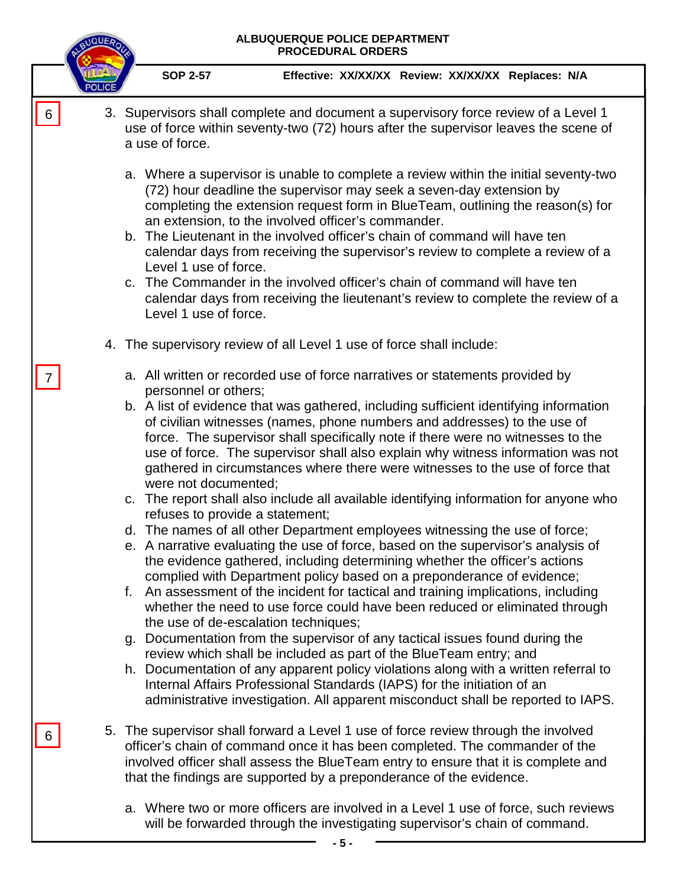6

3. Supervisors shall complete and document a supervisory force review of a Level 1 use of force within seventy-two (72) hours after the supervisor leaves the scene of a use of force.

   a. Where a supervisor is unable to complete a review within the initial seventy-two (72) hour deadline the supervisor may seek a seven-day extension by completing the extension request form in BlueTeam, outlining the reason(s) for an extension, to the involved officer's commander.
   b. The Lieutenant in the involved officer's chain of command will have ten calendar days from receiving the supervisor's review to complete a review of a Level 1 use of force.
   c. The Commander in the involved officer's chain of command will have ten calendar days from receiving the lieutenant's review to complete the review of a Level 1 use of force.

4. The supervisory review of all Level 1 use of force shall include:

7

   a. All written or recorded use of force narratives or statements provided by personnel or others;
   b. A list of evidence that was gathered, including sufficient identifying information of civilian witnesses (names, phone numbers and addresses) to the use of force. The supervisor shall specifically note if there were no witnesses to the use of force. The supervisor shall also explain why witness information was not gathered in circumstances where there were witnesses to the use of force that were not documented;
   c. The report shall also include all available identifying information for anyone who refuses to provide a statement;
   d. The names of all other Department employees witnessing the use of force;
   e. A narrative evaluating the use of force, based on the supervisor's analysis of the evidence gathered, including determining whether the officer's actions complied with Department policy based on a preponderance of evidence;
   f. An assessment of the incident for tactical and training implications, including whether the need to use force could have been reduced or eliminated through the use of de-escalation techniques;
   g. Documentation from the supervisor of any tactical issues found during the review which shall be included as part of the BlueTeam entry; and
   h. Documentation of any apparent policy violations along with a written referral to Internal Affairs Professional Standards (IAPS) for the initiation of an administrative investigation. All apparent misconduct shall be reported to IAPS.

6

5. The supervisor shall forward a Level 1 use of force review through the involved officer's chain of command once it has been completed. The commander of the involved officer shall assess the BlueTeam entry to ensure that it is complete and that the findings are supported by a preponderance of the evidence.

   a. Where two or more officers are involved in a Level 1 use of force, such reviews will be forwarded through the investigating supervisor's chain of command.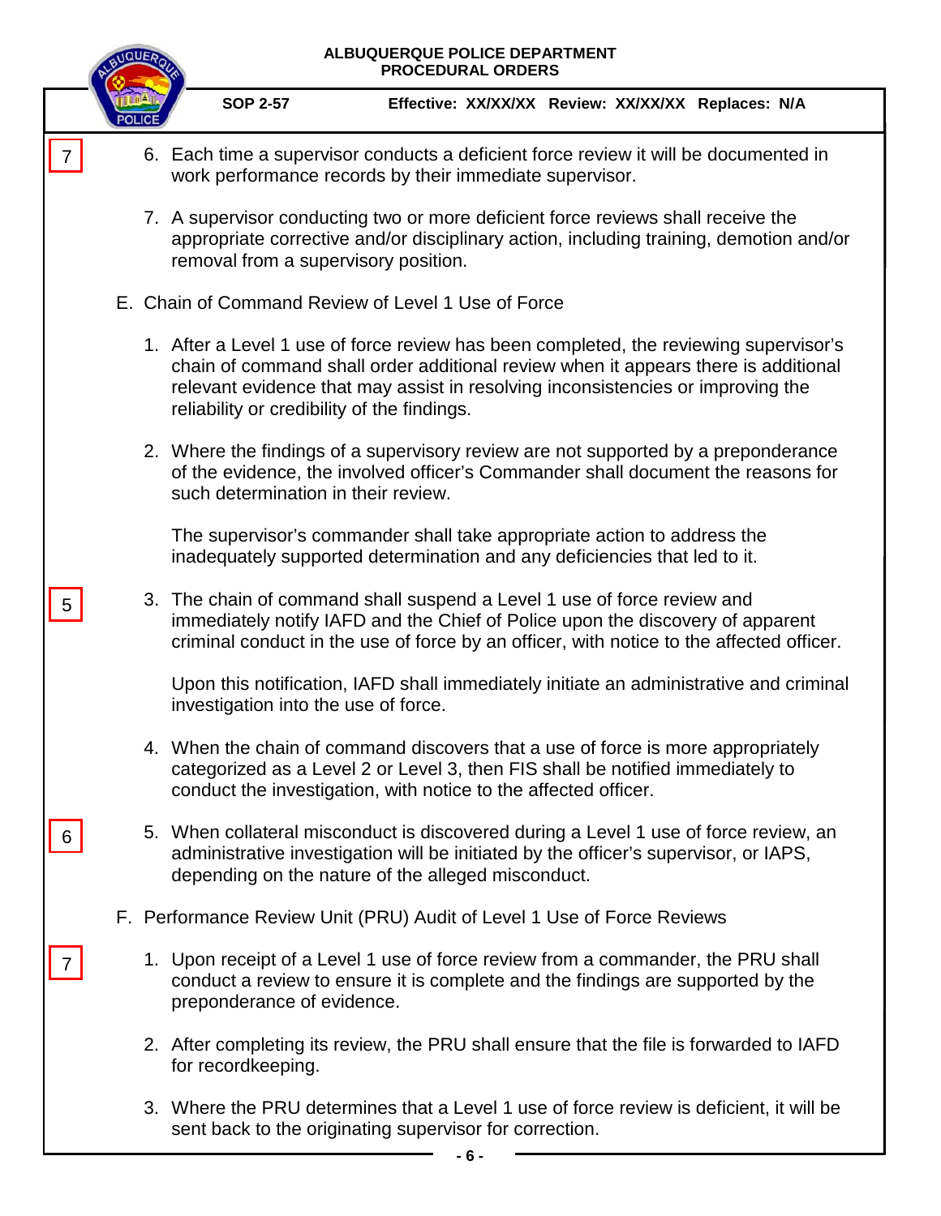7

6. Each time a supervisor conducts a deficient force review it will be documented in work performance records by their immediate supervisor.

7. A supervisor conducting two or more deficient force reviews shall receive the appropriate corrective and/or disciplinary action, including training, demotion and/or removal from a supervisory position.

E. Chain of Command Review of Level 1 Use of Force

1. After a Level 1 use of force review has been completed, the reviewing supervisor's chain of command shall order additional review when it appears there is additional relevant evidence that may assist in resolving inconsistencies or improving the reliability or credibility of the findings.

2. Where the findings of a supervisory review are not supported by a preponderance of the evidence, the involved officer's Commander shall document the reasons for such determination in their review.

   The supervisor's commander shall take appropriate action to address the inadequately supported determination and any deficiencies that led to it.

5

3. The chain of command shall suspend a Level 1 use of force review and immediately notify IAFD and the Chief of Police upon the discovery of apparent criminal conduct in the use of force by an officer, with notice to the affected officer.

   Upon this notification, IAFD shall immediately initiate an administrative and criminal investigation into the use of force.

4. When the chain of command discovers that a use of force is more appropriately categorized as a Level 2 or Level 3, then FIS shall be notified immediately to conduct the investigation, with notice to the affected officer.

6

5. When collateral misconduct is discovered during a Level 1 use of force review, an administrative investigation will be initiated by the officer's supervisor, or IAPS, depending on the nature of the alleged misconduct.

F. Performance Review Unit (PRU) Audit of Level 1 Use of Force Reviews

7

1. Upon receipt of a Level 1 use of force review from a commander, the PRU shall conduct a review to ensure it is complete and the findings are supported by the preponderance of evidence.

2. After completing its review, the PRU shall ensure that the file is forwarded to IAFD for recordkeeping.

3. Where the PRU determines that a Level 1 use of force review is deficient, it will be sent back to the originating supervisor for correction.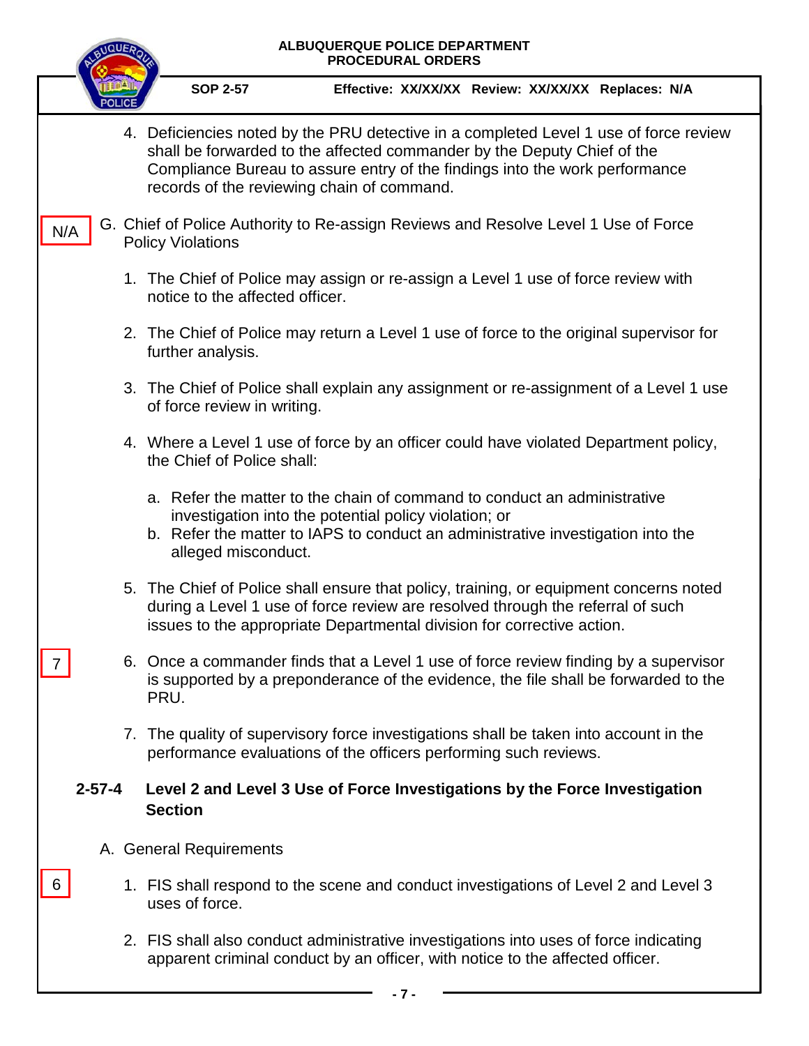4. Deficiencies noted by the PRU detective in a completed Level 1 use of force review shall be forwarded to the affected commander by the Deputy Chief of the Compliance Bureau to assure entry of the findings into the work performance records of the reviewing chain of command.

N/A

G. Chief of Police Authority to Re-assign Reviews and Resolve Level 1 Use of Force Policy Violations

1. The Chief of Police may assign or re-assign a Level 1 use of force review with notice to the affected officer.

2. The Chief of Police may return a Level 1 use of force to the original supervisor for further analysis.

3. The Chief of Police shall explain any assignment or re-assignment of a Level 1 use of force review in writing.

4. Where a Level 1 use of force by an officer could have violated Department policy, the Chief of Police shall:

   a. Refer the matter to the chain of command to conduct an administrative investigation into the potential policy violation; or
   b. Refer the matter to IAPS to conduct an administrative investigation into the alleged misconduct.

5. The Chief of Police shall ensure that policy, training, or equipment concerns noted during a Level 1 use of force review are resolved through the referral of such issues to the appropriate Departmental division for corrective action.

7

6. Once a commander finds that a Level 1 use of force review finding by a supervisor is supported by a preponderance of the evidence, the file shall be forwarded to the PRU.

7. The quality of supervisory force investigations shall be taken into account in the performance evaluations of the officers performing such reviews.

## 2-57-4 Level 2 and Level 3 Use of Force Investigations by the Force Investigation Section

A. General Requirements

6

1. FIS shall respond to the scene and conduct investigations of Level 2 and Level 3 uses of force.

2. FIS shall also conduct administrative investigations into uses of force indicating apparent criminal conduct by an officer, with notice to the affected officer.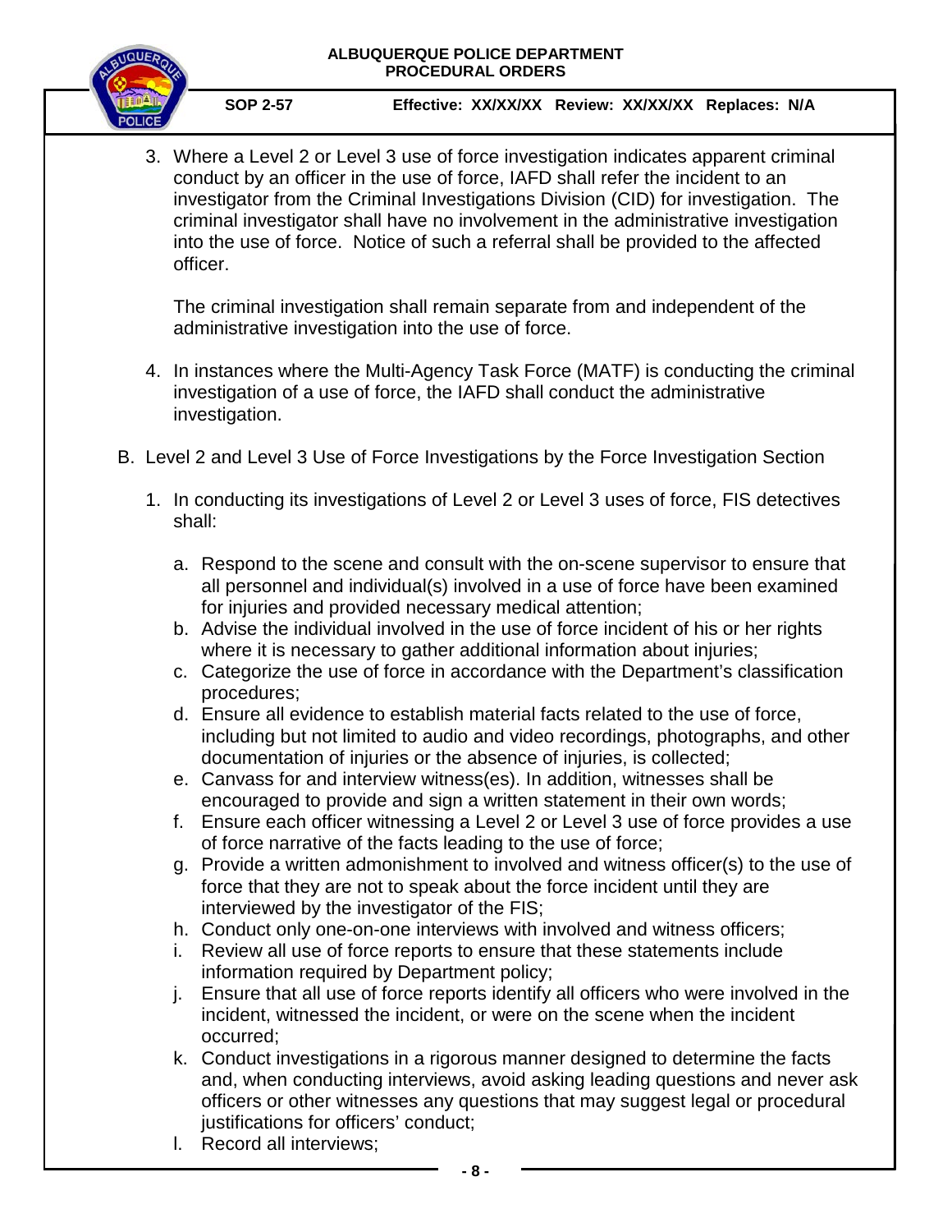3. Where a Level 2 or Level 3 use of force investigation indicates apparent criminal conduct by an officer in the use of force, IAFD shall refer the incident to an investigator from the Criminal Investigations Division (CID) for investigation. The criminal investigator shall have no involvement in the administrative investigation into the use of force. Notice of such a referral shall be provided to the affected officer.

   The criminal investigation shall remain separate from and independent of the administrative investigation into the use of force.

4. In instances where the Multi-Agency Task Force (MATF) is conducting the criminal investigation of a use of force, the IAFD shall conduct the administrative investigation.

B. Level 2 and Level 3 Use of Force Investigations by the Force Investigation Section

1. In conducting its investigations of Level 2 or Level 3 uses of force, FIS detectives shall:

   a. Respond to the scene and consult with the on-scene supervisor to ensure that all personnel and individual(s) involved in a use of force have been examined for injuries and provided necessary medical attention;
   b. Advise the individual involved in the use of force incident of his or her rights where it is necessary to gather additional information about injuries;
   c. Categorize the use of force in accordance with the Department's classification procedures;
   d. Ensure all evidence to establish material facts related to the use of force, including but not limited to audio and video recordings, photographs, and other documentation of injuries or the absence of injuries, is collected;
   e. Canvass for and interview witness(es). In addition, witnesses shall be encouraged to provide and sign a written statement in their own words;
   f. Ensure each officer witnessing a Level 2 or Level 3 use of force provides a use of force narrative of the facts leading to the use of force;
   g. Provide a written admonishment to involved and witness officer(s) to the use of force that they are not to speak about the force incident until they are interviewed by the investigator of the FIS;
   h. Conduct only one-on-one interviews with involved and witness officers;
   i. Review all use of force reports to ensure that these statements include information required by Department policy;
   j. Ensure that all use of force reports identify all officers who were involved in the incident, witnessed the incident, or were on the scene when the incident occurred;
   k. Conduct investigations in a rigorous manner designed to determine the facts and, when conducting interviews, avoid asking leading questions and never ask officers or other witnesses any questions that may suggest legal or procedural justifications for officers' conduct;
   l. Record all interviews;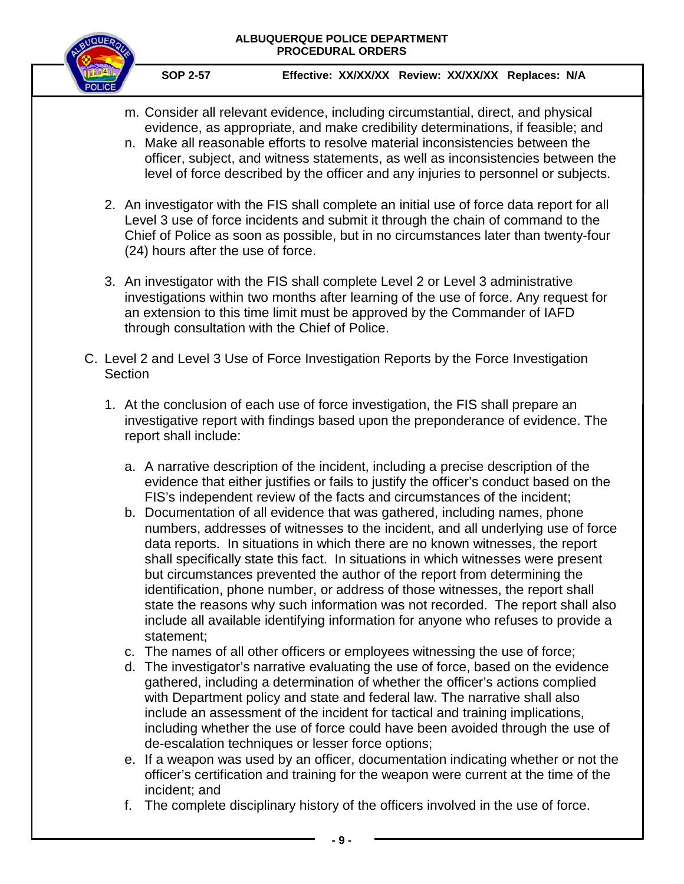m. Consider all relevant evidence, including circumstantial, direct, and physical evidence, as appropriate, and make credibility determinations, if feasible; and
n. Make all reasonable efforts to resolve material inconsistencies between the officer, subject, and witness statements, as well as inconsistencies between the level of force described by the officer and any injuries to personnel or subjects.

2. An investigator with the FIS shall complete an initial use of force data report for all Level 3 use of force incidents and submit it through the chain of command to the Chief of Police as soon as possible, but in no circumstances later than twenty-four (24) hours after the use of force.

3. An investigator with the FIS shall complete Level 2 or Level 3 administrative investigations within two months after learning of the use of force. Any request for an extension to this time limit must be approved by the Commander of IAFD through consultation with the Chief of Police.

C. Level 2 and Level 3 Use of Force Investigation Reports by the Force Investigation Section

1. At the conclusion of each use of force investigation, the FIS shall prepare an investigative report with findings based upon the preponderance of evidence. The report shall include:

   a. A narrative description of the incident, including a precise description of the evidence that either justifies or fails to justify the officer's conduct based on the FIS's independent review of the facts and circumstances of the incident;
   b. Documentation of all evidence that was gathered, including names, phone numbers, addresses of witnesses to the incident, and all underlying use of force data reports. In situations in which there are no known witnesses, the report shall specifically state this fact. In situations in which witnesses were present but circumstances prevented the author of the report from determining the identification, phone number, or address of those witnesses, the report shall state the reasons why such information was not recorded. The report shall also include all available identifying information for anyone who refuses to provide a statement;
   c. The names of all other officers or employees witnessing the use of force;
   d. The investigator's narrative evaluating the use of force, based on the evidence gathered, including a determination of whether the officer's actions complied with Department policy and state and federal law. The narrative shall also include an assessment of the incident for tactical and training implications, including whether the use of force could have been avoided through the use of de-escalation techniques or lesser force options;
   e. If a weapon was used by an officer, documentation indicating whether or not the officer's certification and training for the weapon were current at the time of the incident; and
   f. The complete disciplinary history of the officers involved in the use of force.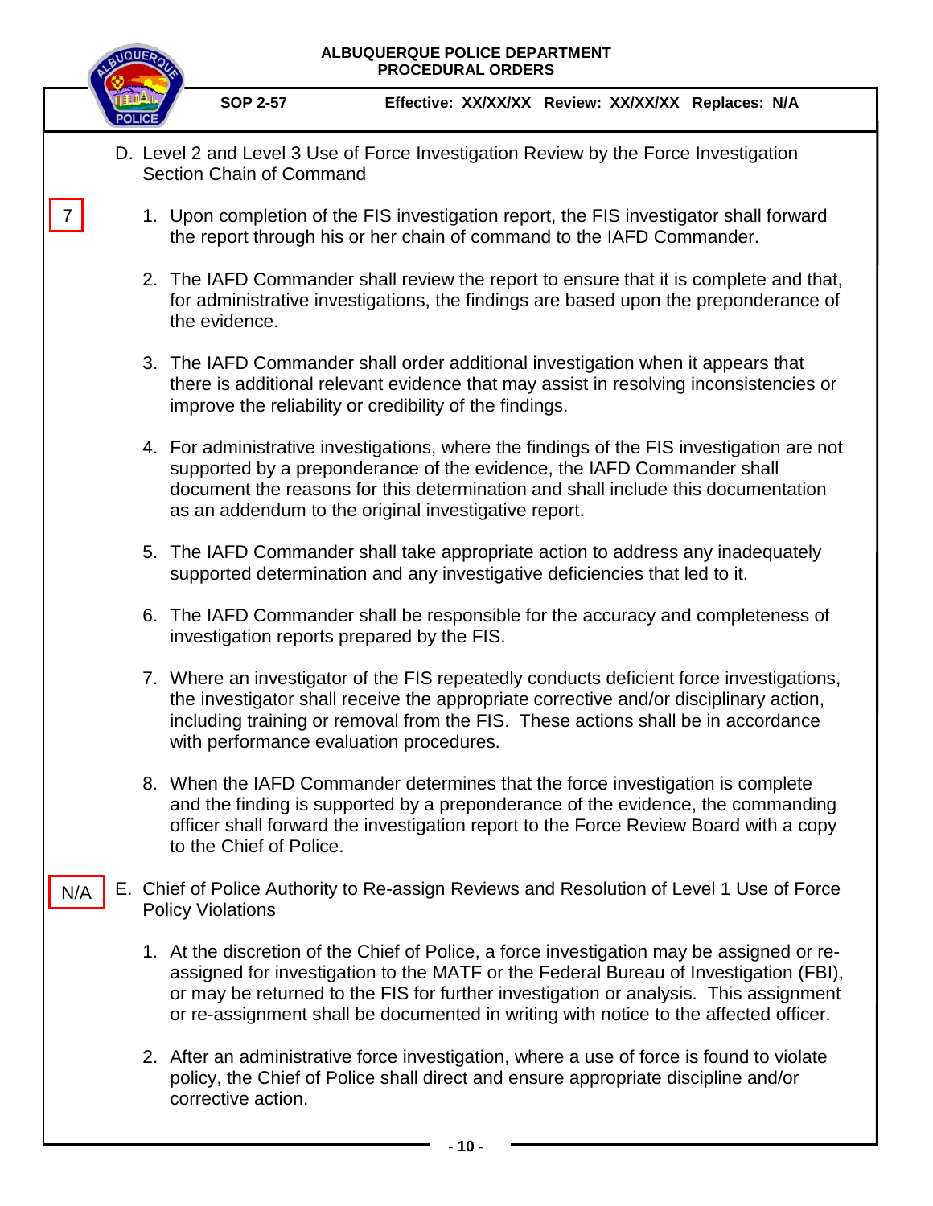D. Level 2 and Level 3 Use of Force Investigation Review by the Force Investigation Section Chain of Command

7

1. Upon completion of the FIS investigation report, the FIS investigator shall forward the report through his or her chain of command to the IAFD Commander.

2. The IAFD Commander shall review the report to ensure that it is complete and that, for administrative investigations, the findings are based upon the preponderance of the evidence.

3. The IAFD Commander shall order additional investigation when it appears that there is additional relevant evidence that may assist in resolving inconsistencies or improve the reliability or credibility of the findings.

4. For administrative investigations, where the findings of the FIS investigation are not supported by a preponderance of the evidence, the IAFD Commander shall document the reasons for this determination and shall include this documentation as an addendum to the original investigative report.

5. The IAFD Commander shall take appropriate action to address any inadequately supported determination and any investigative deficiencies that led to it.

6. The IAFD Commander shall be responsible for the accuracy and completeness of investigation reports prepared by the FIS.

7. Where an investigator of the FIS repeatedly conducts deficient force investigations, the investigator shall receive the appropriate corrective and/or disciplinary action, including training or removal from the FIS. These actions shall be in accordance with performance evaluation procedures.

8. When the IAFD Commander determines that the force investigation is complete and the finding is supported by a preponderance of the evidence, the commanding officer shall forward the investigation report to the Force Review Board with a copy to the Chief of Police.

N/A

E. Chief of Police Authority to Re-assign Reviews and Resolution of Level 1 Use of Force Policy Violations

1. At the discretion of the Chief of Police, a force investigation may be assigned or re-assigned for investigation to the MATF or the Federal Bureau of Investigation (FBI), or may be returned to the FIS for further investigation or analysis. This assignment or re-assignment shall be documented in writing with notice to the affected officer.

2. After an administrative force investigation, where a use of force is found to violate policy, the Chief of Police shall direct and ensure appropriate discipline and/or corrective action.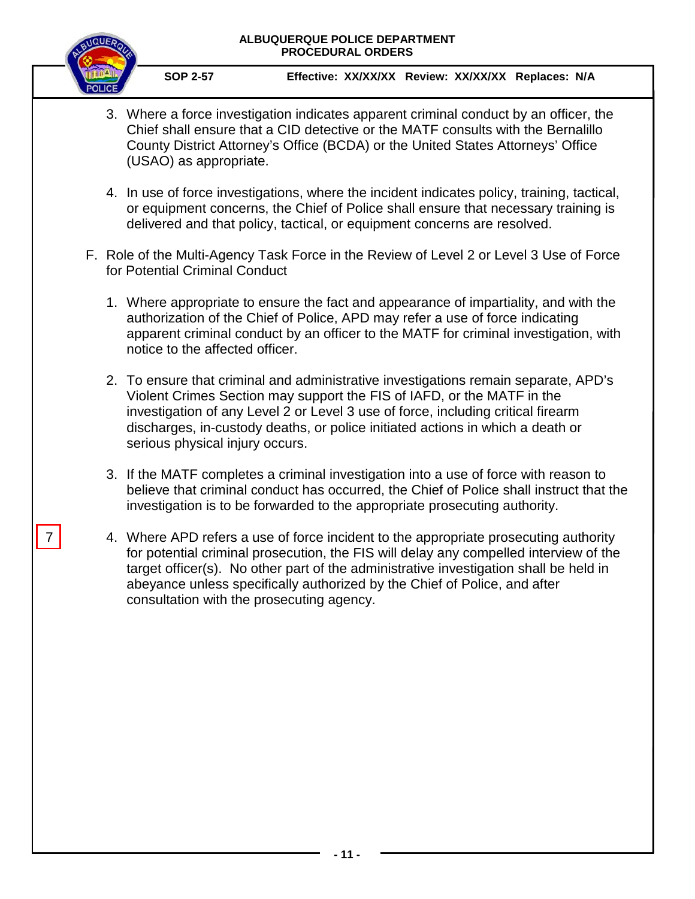3. Where a force investigation indicates apparent criminal conduct by an officer, the Chief shall ensure that a CID detective or the MATF consults with the Bernalillo County District Attorney's Office (BCDA) or the United States Attorneys' Office (USAO) as appropriate.

4. In use of force investigations, where the incident indicates policy, training, tactical, or equipment concerns, the Chief of Police shall ensure that necessary training is delivered and that policy, tactical, or equipment concerns are resolved.

F. Role of the Multi-Agency Task Force in the Review of Level 2 or Level 3 Use of Force for Potential Criminal Conduct

1. Where appropriate to ensure the fact and appearance of impartiality, and with the authorization of the Chief of Police, APD may refer a use of force indicating apparent criminal conduct by an officer to the MATF for criminal investigation, with notice to the affected officer.

2. To ensure that criminal and administrative investigations remain separate, APD's Violent Crimes Section may support the FIS of IAFD, or the MATF in the investigation of any Level 2 or Level 3 use of force, including critical firearm discharges, in-custody deaths, or police initiated actions in which a death or serious physical injury occurs.

3. If the MATF completes a criminal investigation into a use of force with reason to believe that criminal conduct has occurred, the Chief of Police shall instruct that the investigation is to be forwarded to the appropriate prosecuting authority.

7

4. Where APD refers a use of force incident to the appropriate prosecuting authority for potential criminal prosecution, the FIS will delay any compelled interview of the target officer(s). No other part of the administrative investigation shall be held in abeyance unless specifically authorized by the Chief of Police, and after consultation with the prosecuting agency.